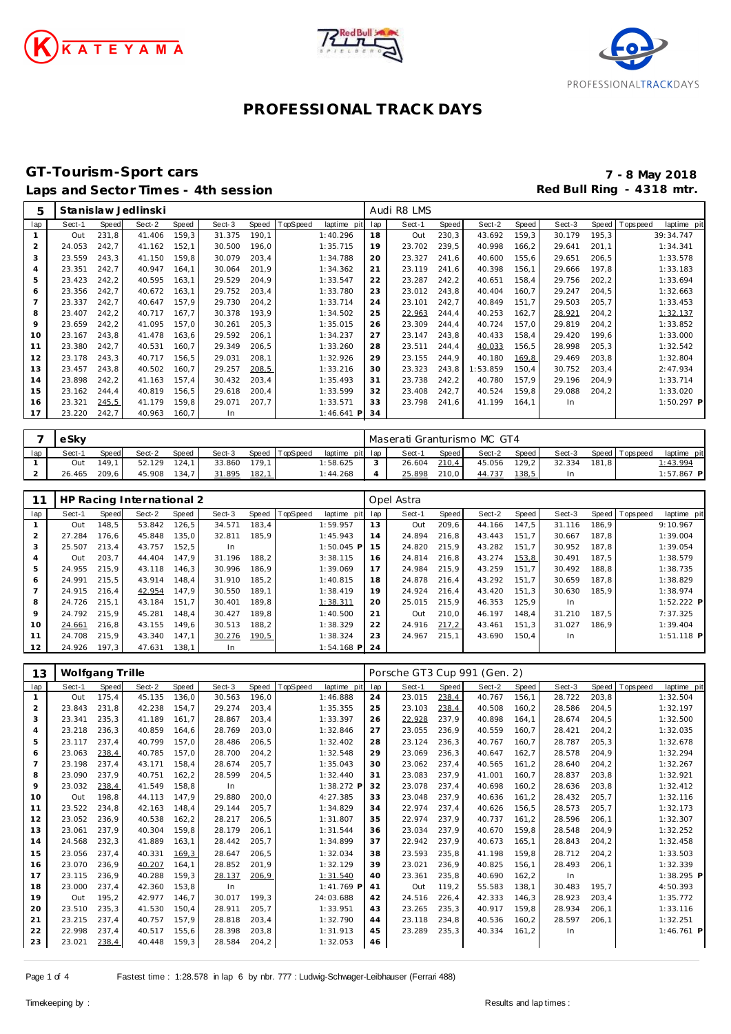# PROFESSIONAL TRACK DAYS

## GT-Tourism-Sport cars

**Laps and Sector Times - 4th session**

**7 - 8 May 2018**

**Red Bull Ring - 4318 mtr.**

| 5 | Stanislaw Jedlinski | | | | | | | | Audi R8 LMS | | | | | | | | |
|---|---|---|---|---|---|---|---|---|---|---|---|---|---|---|---|---|---|
| lap | Sect-1 | Speed | Sect-2 | Speed | Sect-3 | Speed | TopSpeed | laptime pit | lap | Sect-1 | Speed | Sect-2 | Speed | Sect-3 | Speed | Topspeed | laptime pit |
| 1 | Out | 231,8 | 41.406 | 159,3 | 31.375 | 190,1 | | 1:40.296 | 18 | Out | 230,3 | 43.692 | 159,3 | 30.179 | 195,3 | | 39:34.747 |
| 2 | 24.053 | 242,7 | 41.162 | 152,1 | 30.500 | 196,0 | | 1:35.715 | 19 | 23.702 | 239,5 | 40.998 | 166,2 | 29.641 | 201,1 | | 1:34.341 |
| 3 | 23.559 | 243,3 | 41.150 | 159,8 | 30.079 | 203,4 | | 1:34.788 | 20 | 23.327 | 241,6 | 40.600 | 155,6 | 29.651 | 206,5 | | 1:33.578 |
| 4 | 23.351 | 242,7 | 40.947 | 164,1 | 30.064 | 201,9 | | 1:34.362 | 21 | 23.119 | 241,6 | 40.398 | 156,1 | 29.666 | 197,8 | | 1:33.183 |
| 5 | 23.423 | 242,2 | 40.595 | 163,1 | 29.529 | 204,9 | | 1:33.547 | 22 | 23.287 | 242,2 | 40.651 | 158,4 | 29.756 | 202,2 | | 1:33.694 |
| 6 | 23.356 | 242,7 | 40.672 | 163,1 | 29.752 | 203,4 | | 1:33.780 | 23 | 23.012 | 243,8 | 40.404 | 160,7 | 29.247 | 204,5 | | 1:32.663 |
| 7 | 23.337 | 242,7 | 40.647 | 157,9 | 29.730 | 204,2 | | 1:33.714 | 24 | 23.101 | 242,7 | 40.849 | 151,7 | 29.503 | 205,7 | | 1:33.453 |
| 8 | 23.407 | 242,2 | 40.717 | 167,7 | 30.378 | 193,9 | | 1:34.502 | 25 | 22.963 | 244,4 | 40.253 | 162,7 | 28.921 | 204,2 | | 1:32.137 |
| 9 | 23.659 | 242,2 | 41.095 | 157,0 | 30.261 | 205,3 | | 1:35.015 | 26 | 23.309 | 244,4 | 40.724 | 157,0 | 29.819 | 204,2 | | 1:33.852 |
| 10 | 23.167 | 243,8 | 41.478 | 163,6 | 29.592 | 206,1 | | 1:34.237 | 27 | 23.147 | 243,8 | 40.433 | 158,4 | 29.420 | 199,6 | | 1:33.000 |
| 11 | 23.380 | 242,7 | 40.531 | 160,7 | 29.349 | 206,5 | | 1:33.260 | 28 | 23.511 | 244,4 | 40.033 | 156,5 | 28.998 | 205,3 | | 1:32.542 |
| 12 | 23.178 | 243,3 | 40.717 | 156,5 | 29.031 | 208,1 | | 1:32.926 | 29 | 23.155 | 244,9 | 40.180 | 169,8 | 29.469 | 203,8 | | 1:32.804 |
| 13 | 23.457 | 243,8 | 40.502 | 160,7 | 29.257 | 208,5 | | 1:33.216 | 30 | 23.323 | 243,8 | 1:53.859 | 150,4 | 30.752 | 203,4 | | 2:47.934 |
| 14 | 23.898 | 242,2 | 41.163 | 157,4 | 30.432 | 203,4 | | 1:35.493 | 31 | 23.738 | 242,2 | 40.780 | 157,9 | 29.196 | 204,9 | | 1:33.714 |
| 15 | 23.162 | 244,4 | 40.819 | 156,5 | 29.618 | 200,4 | | 1:33.599 | 32 | 23.408 | 242,7 | 40.524 | 159,8 | 29.088 | 204,2 | | 1:33.020 |
| 16 | 23.321 | 245,5 | 41.179 | 159,8 | 29.071 | 207,7 | | 1:33.571 | 33 | 23.798 | 241,6 | 41.199 | 164,1 | In | | | 1:50.297 P |
| 17 | 23.220 | 242,7 | 40.963 | 160,7 | In | | | 1:46.641 P | 34 | | | | | | | | |

| 7 | eSky | | | | | | | | Maserati Granturismo MC GT4 | | | | | | | | |
|---|---|---|---|---|---|---|---|---|---|---|---|---|---|---|---|---|---|
| lap | Sect-1 | Speed | Sect-2 | Speed | Sect-3 | Speed | TopSpeed | laptime pit | lap | Sect-1 | Speed | Sect-2 | Speed | Sect-3 | Speed | Topspeed | laptime pit |
| 1 | Out | 149,1 | 52.129 | 124,1 | 33.860 | 179,1 | | 1:58.625 | 3 | 26.604 | 210,4 | 45.056 | 129,2 | 32.334 | 181,8 | | 1:43.994 |
| 2 | 26.465 | 209,6 | 45.908 | 134,7 | 31.895 | 182,1 | | 1:44.268 | 4 | 25.898 | 210,0 | 44.737 | 138,5 | In | | | 1:57.867 P |

| 11 | HP Racing International 2 | | | | | | | | Opel Astra | | | | | | | | |
|---|---|---|---|---|---|---|---|---|---|---|---|---|---|---|---|---|---|
| lap | Sect-1 | Speed | Sect-2 | Speed | Sect-3 | Speed | TopSpeed | laptime pit | lap | Sect-1 | Speed | Sect-2 | Speed | Sect-3 | Speed | Topspeed | laptime pit |
| 1 | Out | 148,5 | 53.842 | 126,5 | 34.571 | 183,4 | | 1:59.957 | 13 | Out | 209,6 | 44.166 | 147,5 | 31.116 | 186,9 | | 9:10.967 |
| 2 | 27.284 | 176,6 | 45.848 | 135,0 | 32.811 | 185,9 | | 1:45.943 | 14 | 24.894 | 216,8 | 43.443 | 151,7 | 30.667 | 187,8 | | 1:39.004 |
| 3 | 25.507 | 213,4 | 43.757 | 152,5 | In | | | 1:50.045 P | 15 | 24.820 | 215,9 | 43.282 | 151,7 | 30.952 | 187,8 | | 1:39.054 |
| 4 | Out | 203,7 | 44.404 | 147,9 | 31.196 | 188,2 | | 3:38.115 | 16 | 24.814 | 216,8 | 43.274 | 153,8 | 30.491 | 187,5 | | 1:38.579 |
| 5 | 24.955 | 215,9 | 43.118 | 146,3 | 30.996 | 186,9 | | 1:39.069 | 17 | 24.984 | 215,9 | 43.259 | 151,7 | 30.492 | 188,8 | | 1:38.735 |
| 6 | 24.991 | 215,5 | 43.914 | 148,4 | 31.910 | 185,2 | | 1:40.815 | 18 | 24.878 | 216,4 | 43.292 | 151,7 | 30.659 | 187,8 | | 1:38.829 |
| 7 | 24.915 | 216,4 | 42.954 | 147,9 | 30.550 | 189,1 | | 1:38.419 | 19 | 24.924 | 216,4 | 43.420 | 151,3 | 30.630 | 185,9 | | 1:38.974 |
| 8 | 24.726 | 215,1 | 43.184 | 151,7 | 30.401 | 189,8 | | 1:38.311 | 20 | 25.015 | 215,9 | 46.353 | 125,9 | In | | | 1:52.222 P |
| 9 | 24.792 | 215,9 | 45.281 | 148,4 | 30.427 | 189,8 | | 1:40.500 | 21 | Out | 210,0 | 46.197 | 148,4 | 31.210 | 187,5 | | 7:37.325 |
| 10 | 24.661 | 216,8 | 43.155 | 149,6 | 30.513 | 188,2 | | 1:38.329 | 22 | 24.916 | 217,2 | 43.461 | 151,3 | 31.027 | 186,9 | | 1:39.404 |
| 11 | 24.708 | 215,9 | 43.340 | 147,1 | 30.276 | 190,5 | | 1:38.324 | 23 | 24.967 | 215,1 | 43.690 | 150,4 | In | | | 1:51.118 P |
| 12 | 24.926 | 197,3 | 47.631 | 138,1 | In | | | 1:54.168 P | 24 | | | | | | | | |

| 13 | Wolfgang Trille | | | | | | | | Porsche GT3 Cup 991 (Gen. 2) | | | | | | | | |
|---|---|---|---|---|---|---|---|---|---|---|---|---|---|---|---|---|---|
| lap | Sect-1 | Speed | Sect-2 | Speed | Sect-3 | Speed | TopSpeed | laptime pit | lap | Sect-1 | Speed | Sect-2 | Speed | Sect-3 | Speed | Topspeed | laptime pit |
| 1 | Out | 175,4 | 45.135 | 136,0 | 30.563 | 196,0 | | 1:46.888 | 24 | 23.015 | 238,4 | 40.767 | 156,1 | 28.722 | 203,8 | | 1:32.504 |
| 2 | 23.843 | 231,8 | 42.238 | 154,7 | 29.274 | 203,4 | | 1:35.355 | 25 | 23.103 | 238,4 | 40.508 | 160,2 | 28.586 | 204,5 | | 1:32.197 |
| 3 | 23.341 | 235,3 | 41.189 | 161,7 | 28.867 | 203,4 | | 1:33.397 | 26 | 22.928 | 237,9 | 40.898 | 164,1 | 28.674 | 204,5 | | 1:32.500 |
| 4 | 23.218 | 236,3 | 40.859 | 164,6 | 28.769 | 203,0 | | 1:32.846 | 27 | 23.055 | 236,9 | 40.559 | 160,7 | 28.421 | 204,2 | | 1:32.035 |
| 5 | 23.117 | 237,4 | 40.799 | 157,0 | 28.486 | 206,5 | | 1:32.402 | 28 | 23.124 | 236,3 | 40.767 | 160,7 | 28.787 | 205,3 | | 1:32.678 |
| 6 | 23.063 | 238,4 | 40.785 | 157,0 | 28.700 | 204,2 | | 1:32.548 | 29 | 23.069 | 236,3 | 40.647 | 162,7 | 28.578 | 204,9 | | 1:32.294 |
| 7 | 23.198 | 237,4 | 43.171 | 158,4 | 28.674 | 205,7 | | 1:35.043 | 30 | 23.062 | 237,4 | 40.565 | 161,2 | 28.640 | 204,2 | | 1:32.267 |
| 8 | 23.090 | 237,9 | 40.751 | 162,2 | 28.599 | 204,5 | | 1:32.440 | 31 | 23.083 | 237,9 | 41.001 | 160,7 | 28.837 | 203,8 | | 1:32.921 |
| 9 | 23.032 | 238,4 | 41.549 | 158,8 | In | | | 1:38.272 P | 32 | 23.078 | 237,4 | 40.698 | 160,2 | 28.636 | 203,8 | | 1:32.412 |
| 10 | Out | 198,8 | 44.113 | 147,9 | 29.880 | 200,0 | | 4:27.385 | 33 | 23.048 | 237,9 | 40.636 | 161,2 | 28.432 | 205,7 | | 1:32.116 |
| 11 | 23.522 | 234,8 | 42.163 | 148,4 | 29.144 | 205,7 | | 1:34.829 | 34 | 22.974 | 237,4 | 40.626 | 156,5 | 28.573 | 205,7 | | 1:32.173 |
| 12 | 23.052 | 236,9 | 40.538 | 162,2 | 28.217 | 206,5 | | 1:31.807 | 35 | 22.974 | 237,9 | 40.737 | 161,2 | 28.596 | 206,1 | | 1:32.307 |
| 13 | 23.061 | 237,9 | 40.304 | 159,8 | 28.179 | 206,1 | | 1:31.544 | 36 | 23.034 | 237,9 | 40.670 | 159,8 | 28.548 | 204,9 | | 1:32.252 |
| 14 | 24.568 | 232,3 | 41.889 | 163,1 | 28.442 | 205,7 | | 1:34.899 | 37 | 22.942 | 237,9 | 40.673 | 165,1 | 28.843 | 204,2 | | 1:32.458 |
| 15 | 23.056 | 237,4 | 40.331 | 169,3 | 28.647 | 206,5 | | 1:32.034 | 38 | 23.593 | 235,8 | 41.198 | 159,8 | 28.712 | 204,2 | | 1:33.503 |
| 16 | 23.070 | 236,9 | 40.207 | 164,1 | 28.852 | 201,9 | | 1:32.129 | 39 | 23.021 | 236,9 | 40.825 | 156,1 | 28.493 | 206,1 | | 1:32.339 |
| 17 | 23.115 | 236,9 | 40.288 | 159,3 | 28.137 | 206,9 | | 1:31.540 | 40 | 23.361 | 235,8 | 40.690 | 162,2 | In | | | 1:38.295 P |
| 18 | 23.000 | 237,4 | 42.360 | 153,8 | In | | | 1:41.769 P | 41 | Out | 119,2 | 55.583 | 138,1 | 30.483 | 195,7 | | 4:50.393 |
| 19 | Out | 195,2 | 42.977 | 146,7 | 30.017 | 199,3 | | 24:03.688 | 42 | 24.516 | 226,4 | 42.333 | 146,3 | 28.923 | 203,4 | | 1:35.772 |
| 20 | 23.510 | 235,3 | 41.530 | 150,4 | 28.911 | 205,7 | | 1:33.951 | 43 | 23.265 | 235,3 | 40.917 | 159,8 | 28.934 | 206,1 | | 1:33.116 |
| 21 | 23.215 | 237,4 | 40.757 | 157,9 | 28.818 | 203,4 | | 1:32.790 | 44 | 23.118 | 234,8 | 40.536 | 160,2 | 28.597 | 206,1 | | 1:32.251 |
| 22 | 22.998 | 237,4 | 40.517 | 155,6 | 28.398 | 203,8 | | 1:31.913 | 45 | 23.289 | 235,3 | 40.334 | 161,2 | In | | | 1:46.761 P |
| 23 | 23.021 | 238,4 | 40.448 | 159,3 | 28.584 | 204,2 | | 1:32.053 | 46 | | | | | | | | |

Fastest time : 1:28.578 in lap 6 by nbr. 777 : Ludwig-Schwager-Leibhauser (Ferrari 488)

Timekeeping by : Results and lap times :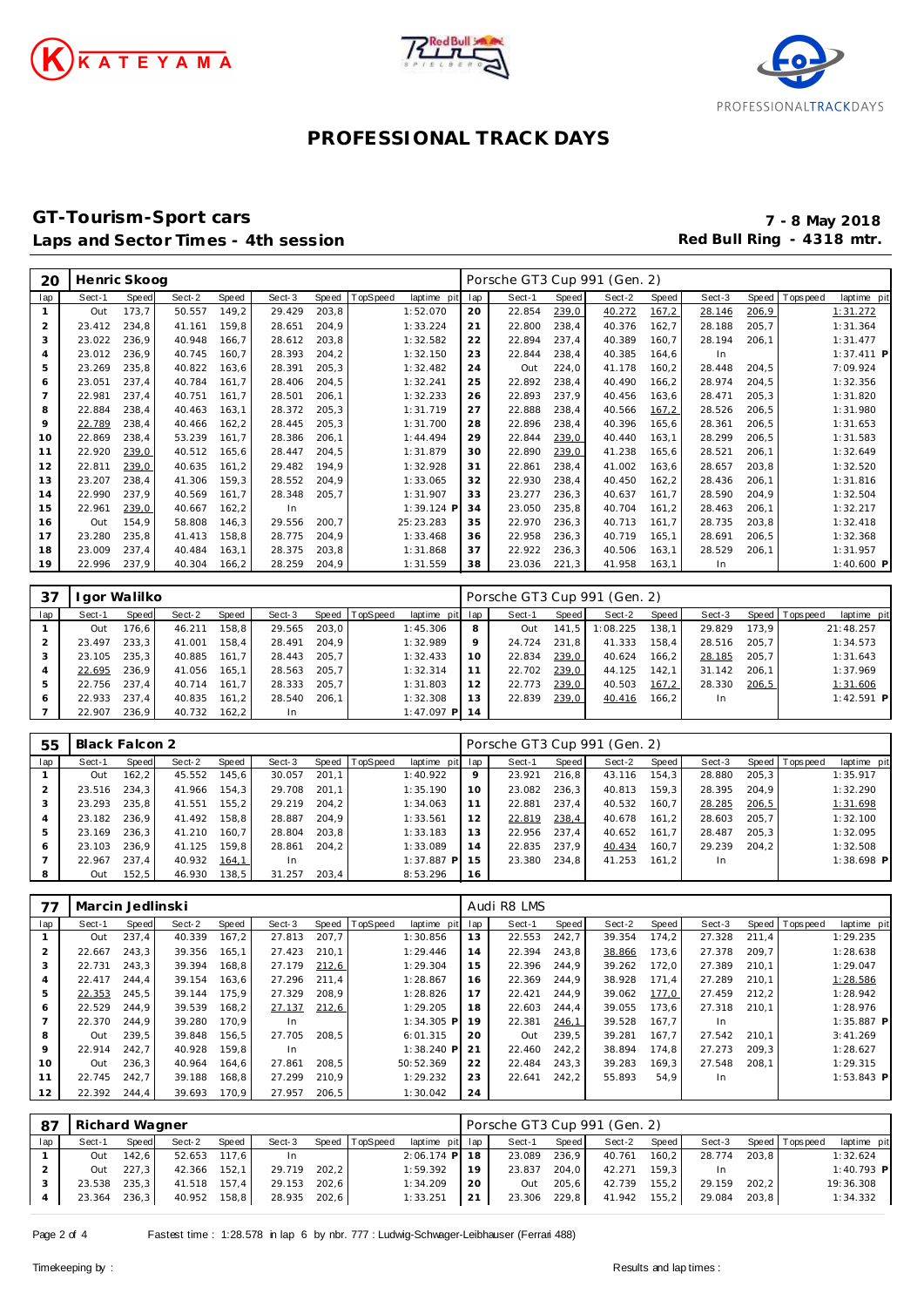# PROFESSIONAL TRACK DAYS

## GT-Tourism-Sport cars

**Laps and Sector Times - 4th session**

**7 - 8 May 2018**
**Red Bull Ring - 4318 mtr.**

| 20 | Henric Skoog | | | | | | | | | Porsche GT3 Cup 991 (Gen. 2) | | | | | | | | |
|---|---|---|---|---|---|---|---|---|---|---|---|---|---|---|---|---|---|---|
| lap | Sect-1 | Speed | Sect-2 | Speed | Sect-3 | Speed | TopSpeed | laptime pit | lap | Sect-1 | Speed | Sect-2 | Speed | Sect-3 | Speed | Topspeed | laptime pit |
| 1 | Out | 173,7 | 50.557 | 149,2 | 29.429 | 203,8 | | 1:52.070 | 20 | 22.854 | 239,0 | 40.272 | 167,2 | 28.146 | 206,9 | | 1:31.272 |
| 2 | 23.412 | 234,8 | 41.161 | 159,8 | 28.651 | 204,9 | | 1:33.224 | 21 | 22.800 | 238,4 | 40.376 | 162,7 | 28.188 | 205,7 | | 1:31.364 |
| 3 | 23.022 | 236,9 | 40.948 | 166,7 | 28.612 | 203,8 | | 1:32.582 | 22 | 22.894 | 237,4 | 40.389 | 160,7 | 28.194 | 206,1 | | 1:31.477 |
| 4 | 23.012 | 236,9 | 40.745 | 160,7 | 28.393 | 204,2 | | 1:32.150 | 23 | 22.844 | 238,4 | 40.385 | 164,6 | In | | | 1:37.411 P |
| 5 | 23.269 | 235,8 | 40.822 | 163,6 | 28.391 | 205,3 | | 1:32.482 | 24 | Out | 224,0 | 41.178 | 160,2 | 28.448 | 204,5 | | 7:09.924 |
| 6 | 23.051 | 237,4 | 40.784 | 161,7 | 28.406 | 204,5 | | 1:32.241 | 25 | 22.892 | 238,4 | 40.490 | 166,2 | 28.974 | 204,5 | | 1:32.356 |
| 7 | 22.981 | 237,4 | 40.751 | 161,7 | 28.501 | 206,1 | | 1:32.233 | 26 | 22.893 | 237,9 | 40.456 | 163,6 | 28.471 | 205,3 | | 1:31.820 |
| 8 | 22.884 | 238,4 | 40.463 | 163,1 | 28.372 | 205,3 | | 1:31.719 | 27 | 22.888 | 238,4 | 40.566 | 167,2 | 28.526 | 206,5 | | 1:31.980 |
| 9 | 22.789 | 238,4 | 40.466 | 162,2 | 28.445 | 205,3 | | 1:31.700 | 28 | 22.896 | 238,4 | 40.396 | 165,6 | 28.361 | 206,5 | | 1:31.653 |
| 10 | 22.869 | 238,4 | 53.239 | 161,7 | 28.386 | 206,1 | | 1:44.494 | 29 | 22.844 | 239,0 | 40.440 | 163,1 | 28.299 | 206,5 | | 1:31.583 |
| 11 | 22.920 | 239,0 | 40.512 | 165,6 | 28.447 | 204,5 | | 1:31.879 | 30 | 22.890 | 239,0 | 41.238 | 165,6 | 28.521 | 206,1 | | 1:32.649 |
| 12 | 22.811 | 239,0 | 40.635 | 161,2 | 29.482 | 194,9 | | 1:32.928 | 31 | 22.861 | 238,4 | 41.002 | 163,6 | 28.657 | 203,8 | | 1:32.520 |
| 13 | 23.207 | 238,4 | 41.306 | 159,3 | 28.552 | 204,9 | | 1:33.065 | 32 | 22.930 | 238,4 | 40.450 | 162,2 | 28.436 | 206,1 | | 1:31.816 |
| 14 | 22.990 | 237,9 | 40.569 | 161,7 | 28.348 | 205,7 | | 1:31.907 | 33 | 23.277 | 236,3 | 40.637 | 161,7 | 28.590 | 204,9 | | 1:32.504 |
| 15 | 22.961 | 239,0 | 40.667 | 162,2 | In | | | 1:39.124 P | 34 | 23.050 | 235,8 | 40.704 | 161,2 | 28.463 | 206,1 | | 1:32.217 |
| 16 | Out | 154,9 | 58.808 | 146,3 | 29.556 | 200,7 | | 25:23.283 | 35 | 22.970 | 236,3 | 40.713 | 161,7 | 28.735 | 203,8 | | 1:32.418 |
| 17 | 23.280 | 235,8 | 41.413 | 158,8 | 28.775 | 204,9 | | 1:33.468 | 36 | 22.958 | 236,3 | 40.719 | 165,1 | 28.691 | 206,5 | | 1:32.368 |
| 18 | 23.009 | 237,4 | 40.484 | 163,1 | 28.375 | 203,8 | | 1:31.868 | 37 | 22.922 | 236,3 | 40.506 | 163,1 | 28.529 | 206,1 | | 1:31.957 |
| 19 | 22.996 | 237,9 | 40.304 | 166,2 | 28.259 | 204,9 | | 1:31.559 | 38 | 23.036 | 221,3 | 41.958 | 163,1 | In | | | 1:40.600 P |

| 37 | Igor Walilko | | | | | | | | | Porsche GT3 Cup 991 (Gen. 2) | | | | | | | | |
|---|---|---|---|---|---|---|---|---|---|---|---|---|---|---|---|---|---|---|
| lap | Sect-1 | Speed | Sect-2 | Speed | Sect-3 | Speed | TopSpeed | laptime pit | lap | Sect-1 | Speed | Sect-2 | Speed | Sect-3 | Speed | Topspeed | laptime pit |
| 1 | Out | 176,6 | 46.211 | 158,8 | 29.565 | 203,0 | | 1:45.306 | 8 | Out | 141,5 | 1:08.225 | 138,1 | 29.829 | 173,9 | | 21:48.257 |
| 2 | 23.497 | 233,3 | 41.001 | 158,4 | 28.491 | 204,9 | | 1:32.989 | 9 | 24.724 | 231,8 | 41.333 | 158,4 | 28.516 | 205,7 | | 1:34.573 |
| 3 | 23.105 | 235,3 | 40.885 | 161,7 | 28.443 | 205,7 | | 1:32.433 | 10 | 22.834 | 239,0 | 40.624 | 166,2 | 28.185 | 205,7 | | 1:31.643 |
| 4 | 22.695 | 236,9 | 41.056 | 165,1 | 28.563 | 205,7 | | 1:32.314 | 11 | 22.702 | 239,0 | 44.125 | 142,1 | 31.142 | 206,1 | | 1:37.969 |
| 5 | 22.756 | 237,4 | 40.714 | 161,7 | 28.333 | 205,7 | | 1:31.803 | 12 | 22.773 | 239,0 | 40.503 | 167,2 | 28.330 | 206,5 | | 1:31.606 |
| 6 | 22.933 | 237,4 | 40.835 | 161,2 | 28.540 | 206,1 | | 1:32.308 | 13 | 22.839 | 239,0 | 40.416 | 166,2 | In | | | 1:42.591 P |
| 7 | 22.907 | 236,9 | 40.732 | 162,2 | In | | | 1:47.097 P | 14 | | | | | | | | |

| 55 | Black Falcon 2 | | | | | | | | | Porsche GT3 Cup 991 (Gen. 2) | | | | | | | | |
|---|---|---|---|---|---|---|---|---|---|---|---|---|---|---|---|---|---|---|
| lap | Sect-1 | Speed | Sect-2 | Speed | Sect-3 | Speed | TopSpeed | laptime pit | lap | Sect-1 | Speed | Sect-2 | Speed | Sect-3 | Speed | Topspeed | laptime pit |
| 1 | Out | 162,2 | 45.552 | 145,6 | 30.057 | 201,1 | | 1:40.922 | 9 | 23.921 | 216,8 | 43.116 | 154,3 | 28.880 | 205,3 | | 1:35.917 |
| 2 | 23.516 | 234,3 | 41.966 | 154,3 | 29.708 | 201,1 | | 1:35.190 | 10 | 23.082 | 236,3 | 40.813 | 159,3 | 28.395 | 204,9 | | 1:32.290 |
| 3 | 23.293 | 235,8 | 41.551 | 155,2 | 29.219 | 204,2 | | 1:34.063 | 11 | 22.881 | 237,4 | 40.532 | 160,7 | 28.285 | 206,5 | | 1:31.698 |
| 4 | 23.182 | 236,9 | 41.492 | 158,8 | 28.887 | 204,9 | | 1:33.561 | 12 | 22.819 | 238,4 | 40.678 | 161,2 | 28.603 | 205,7 | | 1:32.100 |
| 5 | 23.169 | 236,3 | 41.210 | 160,7 | 28.804 | 203,8 | | 1:33.183 | 13 | 22.956 | 237,4 | 40.652 | 161,7 | 28.487 | 205,3 | | 1:32.095 |
| 6 | 23.103 | 236,9 | 41.125 | 159,8 | 28.861 | 204,2 | | 1:33.089 | 14 | 22.835 | 237,9 | 40.434 | 160,7 | 29.239 | 204,2 | | 1:32.508 |
| 7 | 22.967 | 237,4 | 40.932 | 164,1 | In | | | 1:37.887 P | 15 | 23.380 | 234,8 | 41.253 | 161,2 | In | | | 1:38.698 P |
| 8 | Out | 152,5 | 46.930 | 138,5 | 31.257 | 203,4 | | 8:53.296 | 16 | | | | | | | | |

| 77 | Marcin Jedlinski | | | | | | | | | Audi R8 LMS | | | | | | | | |
|---|---|---|---|---|---|---|---|---|---|---|---|---|---|---|---|---|---|---|
| lap | Sect-1 | Speed | Sect-2 | Speed | Sect-3 | Speed | TopSpeed | laptime pit | lap | Sect-1 | Speed | Sect-2 | Speed | Sect-3 | Speed | Topspeed | laptime pit |
| 1 | Out | 237,4 | 40.339 | 167,2 | 27.813 | 207,7 | | 1:30.856 | 13 | 22.553 | 242,7 | 39.354 | 174,2 | 27.328 | 211,4 | | 1:29.235 |
| 2 | 22.667 | 243,3 | 39.356 | 165,1 | 27.423 | 210,1 | | 1:29.446 | 14 | 22.394 | 243,8 | 38.866 | 173,6 | 27.378 | 209,7 | | 1:28.638 |
| 3 | 22.731 | 243,3 | 39.394 | 168,8 | 27.179 | 212,6 | | 1:29.304 | 15 | 22.396 | 244,9 | 39.262 | 172,0 | 27.389 | 210,1 | | 1:29.047 |
| 4 | 22.417 | 244,4 | 39.154 | 163,6 | 27.296 | 211,4 | | 1:28.867 | 16 | 22.369 | 244,9 | 38.928 | 171,4 | 27.289 | 210,1 | | 1:28.586 |
| 5 | 22.353 | 245,5 | 39.144 | 175,9 | 27.329 | 208,9 | | 1:28.826 | 17 | 22.421 | 244,9 | 39.062 | 177,0 | 27.459 | 212,2 | | 1:28.942 |
| 6 | 22.529 | 244,9 | 39.539 | 168,2 | 27.137 | 212,6 | | 1:29.205 | 18 | 22.603 | 244,4 | 39.055 | 173,6 | 27.318 | 210,1 | | 1:28.976 |
| 7 | 22.370 | 244,9 | 39.280 | 170,9 | In | | | 1:34.305 P | 19 | 22.381 | 246,1 | 39.528 | 167,7 | In | | | 1:35.887 P |
| 8 | Out | 239,5 | 39.848 | 156,5 | 27.705 | 208,5 | | 6:01.315 | 20 | Out | 239,5 | 39.281 | 167,7 | 27.542 | 210,1 | | 3:41.269 |
| 9 | 22.914 | 242,7 | 40.928 | 159,8 | In | | | 1:38.240 P | 21 | 22.460 | 242,2 | 38.894 | 174,8 | 27.273 | 209,3 | | 1:28.627 |
| 10 | Out | 236,3 | 40.964 | 164,6 | 27.861 | 208,5 | | 50:52.369 | 22 | 22.484 | 243,3 | 39.283 | 169,3 | 27.548 | 208,1 | | 1:29.315 |
| 11 | 22.745 | 242,7 | 39.188 | 168,8 | 27.299 | 210,9 | | 1:29.232 | 23 | 22.641 | 242,2 | 55.893 | 54,9 | In | | | 1:53.843 P |
| 12 | 22.392 | 244,4 | 39.693 | 170,9 | 27.957 | 206,5 | | 1:30.042 | 24 | | | | | | | | |

| 87 | Richard Wagner | | | | | | | | | Porsche GT3 Cup 991 (Gen. 2) | | | | | | | | |
|---|---|---|---|---|---|---|---|---|---|---|---|---|---|---|---|---|---|---|
| lap | Sect-1 | Speed | Sect-2 | Speed | Sect-3 | Speed | TopSpeed | laptime pit | lap | Sect-1 | Speed | Sect-2 | Speed | Sect-3 | Speed | Topspeed | laptime pit |
| 1 | Out | 142,6 | 52.653 | 117,6 | In | | | 2:06.174 P | 18 | 23.089 | 236,9 | 40.761 | 160,2 | 28.774 | 203,8 | | 1:32.624 |
| 2 | Out | 227,3 | 42.366 | 152,1 | 29.719 | 202,2 | | 1:59.392 | 19 | 23.837 | 204,0 | 42.271 | 159,3 | In | | | 1:40.793 P |
| 3 | 23.538 | 235,3 | 41.518 | 157,4 | 29.153 | 202,6 | | 1:34.209 | 20 | Out | 205,6 | 42.739 | 155,2 | 29.159 | 202,2 | | 19:36.308 |
| 4 | 23.364 | 236,3 | 40.952 | 158,8 | 28.935 | 202,6 | | 1:33.251 | 21 | 23.306 | 229,8 | 41.942 | 155,2 | 29.084 | 203,8 | | 1:34.332 |

Fastest time : 1:28.578 in lap 6 by nbr. 777 : Ludwig-Schwager-Leibhauser (Ferrari 488)

Timekeeping by : Results and lap times :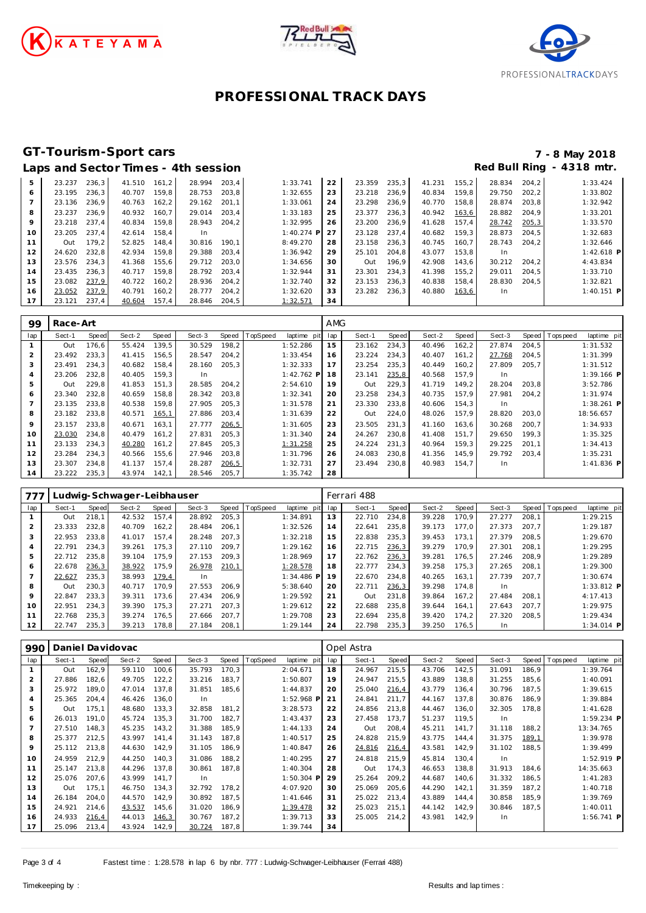# PROFESSIONAL TRACK DAYS

## GT-Tourism-Sport cars

**7 - 8 May 2018**

### Laps and Sector Times - 4th session

**Red Bull Ring - 4318 mtr.**

| lap | Sect-1 | Speed | Sect-2 | Speed | Sect-3 | Speed | TopSpeed | laptime pit | lap | Sect-1 | Speed | Sect-2 | Speed | Sect-3 | Speed | Topspeed | laptime pit |
|---|---|---|---|---|---|---|---|---|---|---|---|---|---|---|---|---|---|
| 5 | 23.237 | 236,3 | 41.510 | 161,2 | 28.994 | 203,4 | | 1:33.741 | 22 | 23.359 | 235,3 | 41.231 | 155,2 | 28.834 | 204,2 | | 1:33.424 |
| 6 | 23.195 | 236,3 | 40.707 | 159,8 | 28.753 | 203,8 | | 1:32.655 | 23 | 23.218 | 236,9 | 40.834 | 159,8 | 29.750 | 202,2 | | 1:33.802 |
| 7 | 23.136 | 236,9 | 40.763 | 162,2 | 29.162 | 201,1 | | 1:33.061 | 24 | 23.298 | 236,9 | 40.770 | 158,8 | 28.874 | 203,8 | | 1:32.942 |
| 8 | 23.237 | 236,9 | 40.932 | 160,7 | 29.014 | 203,4 | | 1:33.183 | 25 | 23.377 | 236,3 | 40.942 | 163,6 | 28.882 | 204,9 | | 1:33.201 |
| 9 | 23.218 | 237,4 | 40.834 | 159,8 | 28.943 | 204,2 | | 1:32.995 | 26 | 23.200 | 236,9 | 41.628 | 157,4 | 28.742 | 205,3 | | 1:33.570 |
| 10 | 23.205 | 237,4 | 42.614 | 158,4 | In | | | 1:40.274 P | 27 | 23.128 | 237,4 | 40.682 | 159,3 | 28.873 | 204,5 | | 1:32.683 |
| 11 | Out | 179,2 | 52.825 | 148,4 | 30.816 | 190,1 | | 8:49.270 | 28 | 23.158 | 236,3 | 40.745 | 160,7 | 28.743 | 204,2 | | 1:32.646 |
| 12 | 24.620 | 232,8 | 42.934 | 159,8 | 29.388 | 203,4 | | 1:36.942 | 29 | 25.101 | 204,8 | 43.077 | 153,8 | In | | | 1:42.618 P |
| 13 | 23.576 | 234,3 | 41.368 | 155,6 | 29.712 | 203,0 | | 1:34.656 | 30 | Out | 196,9 | 42.908 | 143,6 | 30.212 | 204,2 | | 4:43.834 |
| 14 | 23.435 | 236,3 | 40.717 | 159,8 | 28.792 | 203,4 | | 1:32.944 | 31 | 23.301 | 234,3 | 41.398 | 155,2 | 29.011 | 204,5 | | 1:33.710 |
| 15 | 23.082 | 237,9 | 40.722 | 160,2 | 28.936 | 204,2 | | 1:32.740 | 32 | 23.153 | 236,3 | 40.838 | 158,4 | 28.830 | 204,5 | | 1:32.821 |
| 16 | 23.052 | 237,9 | 40.791 | 160,2 | 28.777 | 204,2 | | 1:32.620 | 33 | 23.282 | 236,3 | 40.880 | 163,6 | In | | | 1:40.151 P |
| 17 | 23.121 | 237,4 | 40.604 | 157,4 | 28.846 | 204,5 | | 1:32.571 | 34 | | | | | | | | |

**99 Race-Art — AMG**

| lap | Sect-1 | Speed | Sect-2 | Speed | Sect-3 | Speed | TopSpeed | laptime pit | lap | Sect-1 | Speed | Sect-2 | Speed | Sect-3 | Speed | Topspeed | laptime pit |
|---|---|---|---|---|---|---|---|---|---|---|---|---|---|---|---|---|---|
| 1 | Out | 176,6 | 55.424 | 139,5 | 30.529 | 198,2 | | 1:52.286 | 15 | 23.162 | 234,3 | 40.496 | 162,2 | 27.874 | 204,5 | | 1:31.532 |
| 2 | 23.492 | 233,3 | 41.415 | 156,5 | 28.547 | 204,2 | | 1:33.454 | 16 | 23.224 | 234,3 | 40.407 | 161,2 | 27.768 | 204,5 | | 1:31.399 |
| 3 | 23.491 | 234,3 | 40.682 | 158,4 | 28.160 | 205,3 | | 1:32.333 | 17 | 23.254 | 235,3 | 40.449 | 160,2 | 27.809 | 205,7 | | 1:31.512 |
| 4 | 23.206 | 232,8 | 40.405 | 159,3 | In | | | 1:42.762 P | 18 | 23.141 | 235,8 | 40.568 | 157,9 | In | | | 1:39.166 P |
| 5 | Out | 229,8 | 41.853 | 151,3 | 28.585 | 204,2 | | 2:54.610 | 19 | Out | 229,3 | 41.719 | 149,2 | 28.204 | 203,8 | | 3:52.786 |
| 6 | 23.340 | 232,8 | 40.659 | 158,8 | 28.342 | 203,8 | | 1:32.341 | 20 | 23.258 | 234,3 | 40.735 | 157,9 | 27.981 | 204,2 | | 1:31.974 |
| 7 | 23.135 | 233,8 | 40.538 | 159,8 | 27.905 | 205,3 | | 1:31.578 | 21 | 23.330 | 233,8 | 40.606 | 154,3 | In | | | 1:38.261 P |
| 8 | 23.182 | 233,8 | 40.571 | 165,1 | 27.886 | 203,4 | | 1:31.639 | 22 | Out | 224,0 | 48.026 | 157,9 | 28.820 | 203,0 | | 18:56.657 |
| 9 | 23.157 | 233,8 | 40.671 | 163,1 | 27.777 | 206,5 | | 1:31.605 | 23 | 23.505 | 231,3 | 41.160 | 163,6 | 30.268 | 200,7 | | 1:34.933 |
| 10 | 23.030 | 234,8 | 40.479 | 161,2 | 27.831 | 205,3 | | 1:31.340 | 24 | 24.267 | 230,8 | 41.408 | 151,7 | 29.650 | 199,3 | | 1:35.325 |
| 11 | 23.133 | 234,3 | 40.280 | 161,2 | 27.845 | 205,3 | | 1:31.258 | 25 | 24.224 | 231,3 | 40.964 | 159,3 | 29.225 | 201,1 | | 1:34.413 |
| 12 | 23.284 | 234,3 | 40.566 | 155,6 | 27.946 | 203,8 | | 1:31.796 | 26 | 24.083 | 230,8 | 41.356 | 145,9 | 29.792 | 203,4 | | 1:35.231 |
| 13 | 23.307 | 234,8 | 41.137 | 157,4 | 28.287 | 206,5 | | 1:32.731 | 27 | 23.494 | 230,8 | 40.983 | 154,7 | In | | | 1:41.836 P |
| 14 | 23.222 | 235,3 | 43.974 | 142,1 | 28.546 | 205,7 | | 1:35.742 | 28 | | | | | | | | |

**777 Ludwig-Schwager-Leibhauser — Ferrari 488**

| lap | Sect-1 | Speed | Sect-2 | Speed | Sect-3 | Speed | TopSpeed | laptime pit | lap | Sect-1 | Speed | Sect-2 | Speed | Sect-3 | Speed | Topspeed | laptime pit |
|---|---|---|---|---|---|---|---|---|---|---|---|---|---|---|---|---|---|
| 1 | Out | 218,1 | 42.532 | 157,4 | 28.892 | 205,3 | | 1:34.891 | 13 | 22.710 | 234,8 | 39.228 | 170,9 | 27.277 | 208,1 | | 1:29.215 |
| 2 | 23.333 | 232,8 | 40.709 | 162,2 | 28.484 | 206,1 | | 1:32.526 | 14 | 22.641 | 235,8 | 39.173 | 177,0 | 27.373 | 207,7 | | 1:29.187 |
| 3 | 22.953 | 233,8 | 41.017 | 157,4 | 28.248 | 207,3 | | 1:32.218 | 15 | 22.838 | 235,3 | 39.453 | 173,1 | 27.379 | 208,5 | | 1:29.670 |
| 4 | 22.791 | 234,3 | 39.261 | 175,3 | 27.110 | 209,7 | | 1:29.162 | 16 | 22.715 | 236,3 | 39.279 | 170,9 | 27.301 | 208,1 | | 1:29.295 |
| 5 | 22.712 | 235,8 | 39.104 | 175,9 | 27.153 | 209,3 | | 1:28.969 | 17 | 22.762 | 236,3 | 39.281 | 176,5 | 27.246 | 208,9 | | 1:29.289 |
| 6 | 22.678 | 236,3 | 38.922 | 175,9 | 26.978 | 210,1 | | 1:28.578 | 18 | 22.777 | 234,3 | 39.258 | 175,3 | 27.265 | 208,1 | | 1:29.300 |
| 7 | 22.627 | 235,3 | 38.993 | 179,4 | In | | | 1:34.486 P | 19 | 22.670 | 234,8 | 40.265 | 163,1 | 27.739 | 207,7 | | 1:30.674 |
| 8 | Out | 230,3 | 40.717 | 170,9 | 27.553 | 206,9 | | 5:38.640 | 20 | 22.711 | 236,3 | 39.298 | 174,8 | In | | | 1:33.812 P |
| 9 | 22.847 | 233,3 | 39.311 | 173,6 | 27.434 | 206,9 | | 1:29.592 | 21 | Out | 231,8 | 39.864 | 167,2 | 27.484 | 208,1 | | 4:17.413 |
| 10 | 22.951 | 234,3 | 39.390 | 175,3 | 27.271 | 207,3 | | 1:29.612 | 22 | 22.688 | 235,8 | 39.644 | 164,1 | 27.643 | 207,7 | | 1:29.975 |
| 11 | 22.768 | 235,3 | 39.274 | 176,5 | 27.666 | 207,7 | | 1:29.708 | 23 | 22.694 | 235,8 | 39.420 | 174,2 | 27.320 | 208,5 | | 1:29.434 |
| 12 | 22.747 | 235,3 | 39.213 | 178,8 | 27.184 | 208,1 | | 1:29.144 | 24 | 22.798 | 235,3 | 39.250 | 176,5 | In | | | 1:34.014 P |

**990 Daniel Davidovac — Opel Astra**

| lap | Sect-1 | Speed | Sect-2 | Speed | Sect-3 | Speed | TopSpeed | laptime pit | lap | Sect-1 | Speed | Sect-2 | Speed | Sect-3 | Speed | Topspeed | laptime pit |
|---|---|---|---|---|---|---|---|---|---|---|---|---|---|---|---|---|---|
| 1 | Out | 162,9 | 59.110 | 100,6 | 35.793 | 170,3 | | 2:04.671 | 18 | 24.967 | 215,5 | 43.706 | 142,5 | 31.091 | 186,9 | | 1:39.764 |
| 2 | 27.886 | 182,6 | 49.705 | 122,2 | 33.216 | 183,7 | | 1:50.807 | 19 | 24.947 | 215,5 | 43.889 | 138,8 | 31.255 | 185,6 | | 1:40.091 |
| 3 | 25.972 | 189,0 | 47.014 | 137,8 | 31.851 | 185,6 | | 1:44.837 | 20 | 25.040 | 216,4 | 43.779 | 136,4 | 30.796 | 187,5 | | 1:39.615 |
| 4 | 25.365 | 204,4 | 46.426 | 136,0 | In | | | 1:52.968 P | 21 | 24.841 | 211,7 | 44.167 | 137,8 | 30.876 | 186,9 | | 1:39.884 |
| 5 | Out | 175,1 | 48.680 | 133,3 | 32.858 | 181,2 | | 3:28.573 | 22 | 24.856 | 213,8 | 44.467 | 136,0 | 32.305 | 178,8 | | 1:41.628 |
| 6 | 26.013 | 191,0 | 45.724 | 135,3 | 31.700 | 182,7 | | 1:43.437 | 23 | 27.458 | 173,7 | 51.237 | 119,5 | In | | | 1:59.234 P |
| 7 | 27.510 | 148,3 | 45.235 | 143,2 | 31.388 | 185,9 | | 1:44.133 | 24 | Out | 208,4 | 45.211 | 141,7 | 31.118 | 188,2 | | 13:34.765 |
| 8 | 25.377 | 212,5 | 43.997 | 141,4 | 31.143 | 187,8 | | 1:40.517 | 25 | 24.828 | 215,9 | 43.775 | 144,4 | 31.375 | 189,1 | | 1:39.978 |
| 9 | 25.112 | 213,8 | 44.630 | 142,9 | 31.105 | 186,9 | | 1:40.847 | 26 | 24.816 | 216,4 | 43.581 | 142,9 | 31.102 | 188,5 | | 1:39.499 |
| 10 | 24.959 | 212,9 | 44.250 | 140,3 | 31.086 | 188,2 | | 1:40.295 | 27 | 24.818 | 215,9 | 45.814 | 130,4 | In | | | 1:52.919 P |
| 11 | 25.147 | 213,8 | 44.296 | 137,8 | 30.861 | 187,8 | | 1:40.304 | 28 | Out | 174,3 | 46.653 | 138,8 | 31.913 | 184,6 | | 14:35.663 |
| 12 | 25.076 | 207,6 | 43.999 | 141,7 | In | | | 1:50.304 P | 29 | 25.264 | 209,2 | 44.687 | 140,6 | 31.332 | 186,5 | | 1:41.283 |
| 13 | Out | 175,1 | 46.750 | 134,3 | 32.792 | 178,2 | | 4:07.920 | 30 | 25.069 | 205,6 | 44.290 | 142,1 | 31.359 | 187,2 | | 1:40.718 |
| 14 | 26.184 | 204,0 | 44.570 | 142,9 | 30.892 | 187,5 | | 1:41.646 | 31 | 25.022 | 213,4 | 43.889 | 144,4 | 30.858 | 185,9 | | 1:39.769 |
| 15 | 24.921 | 214,6 | 43.537 | 145,6 | 31.020 | 186,9 | | 1:39.478 | 32 | 25.023 | 215,1 | 44.142 | 142,9 | 30.846 | 187,5 | | 1:40.011 |
| 16 | 24.933 | 216,4 | 44.013 | 146,3 | 30.767 | 187,2 | | 1:39.713 | 33 | 25.005 | 214,2 | 43.981 | 142,9 | In | | | 1:56.741 P |
| 17 | 25.096 | 213,4 | 43.924 | 142,9 | 30.724 | 187,8 | | 1:39.744 | 34 | | | | | | | | |

Fastest time : 1:28.578 in lap 6 by nbr. 777 : Ludwig-Schwager-Leibhauser (Ferrari 488)

Timekeeping by : Results and lap times :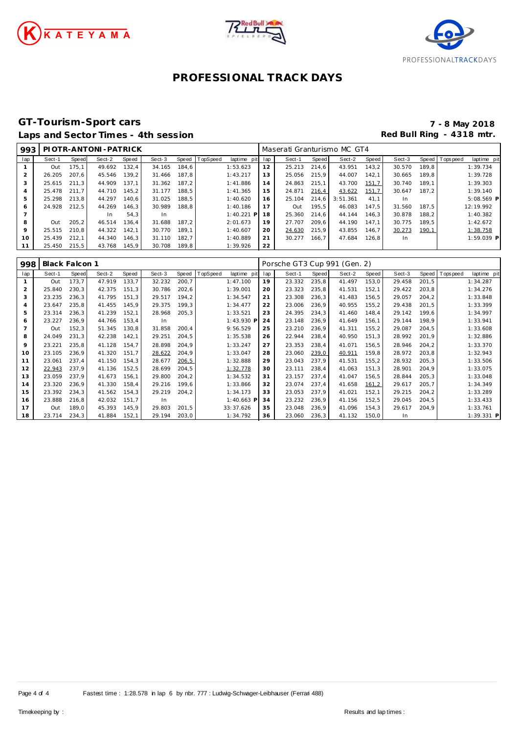# PROFESSIONAL TRACK DAYS

## GT-Tourism-Sport cars

**Laps and Sector Times - 4th session**

**7 - 8 May 2018**

**Red Bull Ring - 4318 mtr.**

| 993 | PIOTR-ANTONI-PATRICK | | | | | | | | Maserati Granturismo MC GT4 | | | | | | | | |
|---|---|---|---|---|---|---|---|---|---|---|---|---|---|---|---|---|---|
| lap | Sect-1 | Speed | Sect-2 | Speed | Sect-3 | Speed | TopSpeed | laptime pit | lap | Sect-1 | Speed | Sect-2 | Speed | Sect-3 | Speed | Topspeed | laptime pit |
| 1 | Out | 175,1 | 49.692 | 132,4 | 34.165 | 184,6 | | 1:53.623 | 12 | 25.213 | 214,6 | 43.951 | 143,2 | 30.570 | 189,8 | | 1:39.734 |
| 2 | 26.205 | 207,6 | 45.546 | 139,2 | 31.466 | 187,8 | | 1:43.217 | 13 | 25.056 | 215,9 | 44.007 | 142,1 | 30.665 | 189,8 | | 1:39.728 |
| 3 | 25.615 | 211,3 | 44.909 | 137,1 | 31.362 | 187,2 | | 1:41.886 | 14 | 24.863 | 215,1 | 43.700 | 151,7 | 30.740 | 189,1 | | 1:39.303 |
| 4 | 25.478 | 211,7 | 44.710 | 145,2 | 31.177 | 188,5 | | 1:41.365 | 15 | 24.871 | 216,4 | 43.622 | 151,7 | 30.647 | 187,2 | | 1:39.140 |
| 5 | 25.298 | 213,8 | 44.297 | 140,6 | 31.025 | 188,5 | | 1:40.620 | 16 | 25.104 | 214,6 | 3:51.361 | 41,1 | In | | | 5:08.569 P |
| 6 | 24.928 | 212,5 | 44.269 | 146,3 | 30.989 | 188,8 | | 1:40.186 | 17 | Out | 195,5 | 46.083 | 147,5 | 31.560 | 187,5 | | 12:19.992 |
| 7 | | | In | 54,3 | In | | | 1:40.221 P | 18 | 25.360 | 214,6 | 44.144 | 146,3 | 30.878 | 188,2 | | 1:40.382 |
| 8 | Out | 205,2 | 46.514 | 136,4 | 31.688 | 187,2 | | 2:01.673 | 19 | 27.707 | 209,6 | 44.190 | 147,1 | 30.775 | 189,5 | | 1:42.672 |
| 9 | 25.515 | 210,8 | 44.322 | 142,1 | 30.770 | 189,1 | | 1:40.607 | 20 | 24.630 | 215,9 | 43.855 | 146,7 | 30.273 | 190,1 | | 1:38.758 |
| 10 | 25.439 | 212,1 | 44.340 | 146,3 | 31.110 | 182,7 | | 1:40.889 | 21 | 30.277 | 166,7 | 47.684 | 126,8 | In | | | 1:59.039 P |
| 11 | 25.450 | 215,5 | 43.768 | 145,9 | 30.708 | 189,8 | | 1:39.926 | 22 | | | | | | | | |

| 998 | Black Falcon 1 | | | | | | | | Porsche GT3 Cup 991 (Gen. 2) | | | | | | | | |
|---|---|---|---|---|---|---|---|---|---|---|---|---|---|---|---|---|---|
| lap | Sect-1 | Speed | Sect-2 | Speed | Sect-3 | Speed | TopSpeed | laptime pit | lap | Sect-1 | Speed | Sect-2 | Speed | Sect-3 | Speed | Topspeed | laptime pit |
| 1 | Out | 173,7 | 47.919 | 133,7 | 32.232 | 200,7 | | 1:47.100 | 19 | 23.332 | 235,8 | 41.497 | 153,0 | 29.458 | 201,5 | | 1:34.287 |
| 2 | 25.840 | 230,3 | 42.375 | 151,3 | 30.786 | 202,6 | | 1:39.001 | 20 | 23.323 | 235,8 | 41.531 | 152,1 | 29.422 | 203,8 | | 1:34.276 |
| 3 | 23.235 | 236,3 | 41.795 | 151,3 | 29.517 | 194,2 | | 1:34.547 | 21 | 23.308 | 236,3 | 41.483 | 156,5 | 29.057 | 204,2 | | 1:33.848 |
| 4 | 23.647 | 235,8 | 41.455 | 145,9 | 29.375 | 199,3 | | 1:34.477 | 22 | 23.006 | 236,9 | 40.955 | 155,2 | 29.438 | 201,5 | | 1:33.399 |
| 5 | 23.314 | 236,3 | 41.239 | 152,1 | 28.968 | 205,3 | | 1:33.521 | 23 | 24.395 | 234,3 | 41.460 | 148,4 | 29.142 | 199,6 | | 1:34.997 |
| 6 | 23.227 | 236,9 | 44.766 | 153,4 | In | | | 1:43.930 P | 24 | 23.148 | 236,9 | 41.649 | 156,1 | 29.144 | 198,9 | | 1:33.941 |
| 7 | Out | 152,3 | 51.345 | 130,8 | 31.858 | 200,4 | | 9:56.529 | 25 | 23.210 | 236,9 | 41.311 | 155,2 | 29.087 | 204,5 | | 1:33.608 |
| 8 | 24.049 | 231,3 | 42.238 | 142,1 | 29.251 | 204,5 | | 1:35.538 | 26 | 22.944 | 238,4 | 40.950 | 151,3 | 28.992 | 201,9 | | 1:32.886 |
| 9 | 23.221 | 235,8 | 41.128 | 154,7 | 28.898 | 204,9 | | 1:33.247 | 27 | 23.353 | 238,4 | 41.071 | 156,5 | 28.946 | 204,2 | | 1:33.370 |
| 10 | 23.105 | 236,9 | 41.320 | 151,7 | 28.622 | 204,9 | | 1:33.047 | 28 | 23.060 | 239,0 | 40.911 | 159,8 | 28.972 | 203,8 | | 1:32.943 |
| 11 | 23.061 | 237,4 | 41.150 | 154,3 | 28.677 | 206,5 | | 1:32.888 | 29 | 23.043 | 237,9 | 41.531 | 155,2 | 28.932 | 205,3 | | 1:33.506 |
| 12 | 22.943 | 237,9 | 41.136 | 152,5 | 28.699 | 204,5 | | 1:32.778 | 30 | 23.111 | 238,4 | 41.063 | 151,3 | 28.901 | 204,9 | | 1:33.075 |
| 13 | 23.059 | 237,9 | 41.673 | 156,1 | 29.800 | 204,2 | | 1:34.532 | 31 | 23.157 | 237,4 | 41.047 | 156,5 | 28.844 | 205,3 | | 1:33.048 |
| 14 | 23.320 | 236,9 | 41.330 | 158,4 | 29.216 | 199,6 | | 1:33.866 | 32 | 23.074 | 237,4 | 41.658 | 161,2 | 29.617 | 205,7 | | 1:34.349 |
| 15 | 23.392 | 234,3 | 41.562 | 154,3 | 29.219 | 204,2 | | 1:34.173 | 33 | 23.053 | 237,9 | 41.021 | 152,1 | 29.215 | 204,2 | | 1:33.289 |
| 16 | 23.888 | 216,8 | 42.032 | 151,7 | In | | | 1:40.663 P | 34 | 23.232 | 236,9 | 41.156 | 152,5 | 29.045 | 204,5 | | 1:33.433 |
| 17 | Out | 189,0 | 45.393 | 145,9 | 29.803 | 201,5 | | 33:37.626 | 35 | 23.048 | 236,9 | 41.096 | 154,3 | 29.617 | 204,9 | | 1:33.761 |
| 18 | 23.714 | 234,3 | 41.884 | 152,1 | 29.194 | 203,0 | | 1:34.792 | 36 | 23.060 | 236,3 | 41.132 | 150,0 | In | | | 1:39.331 P |

Fastest time : 1:28.578 in lap 6 by nbr. 777 : Ludwig-Schwager-Leibhauser (Ferrari 488)

Timekeeping by :

Results and lap times :